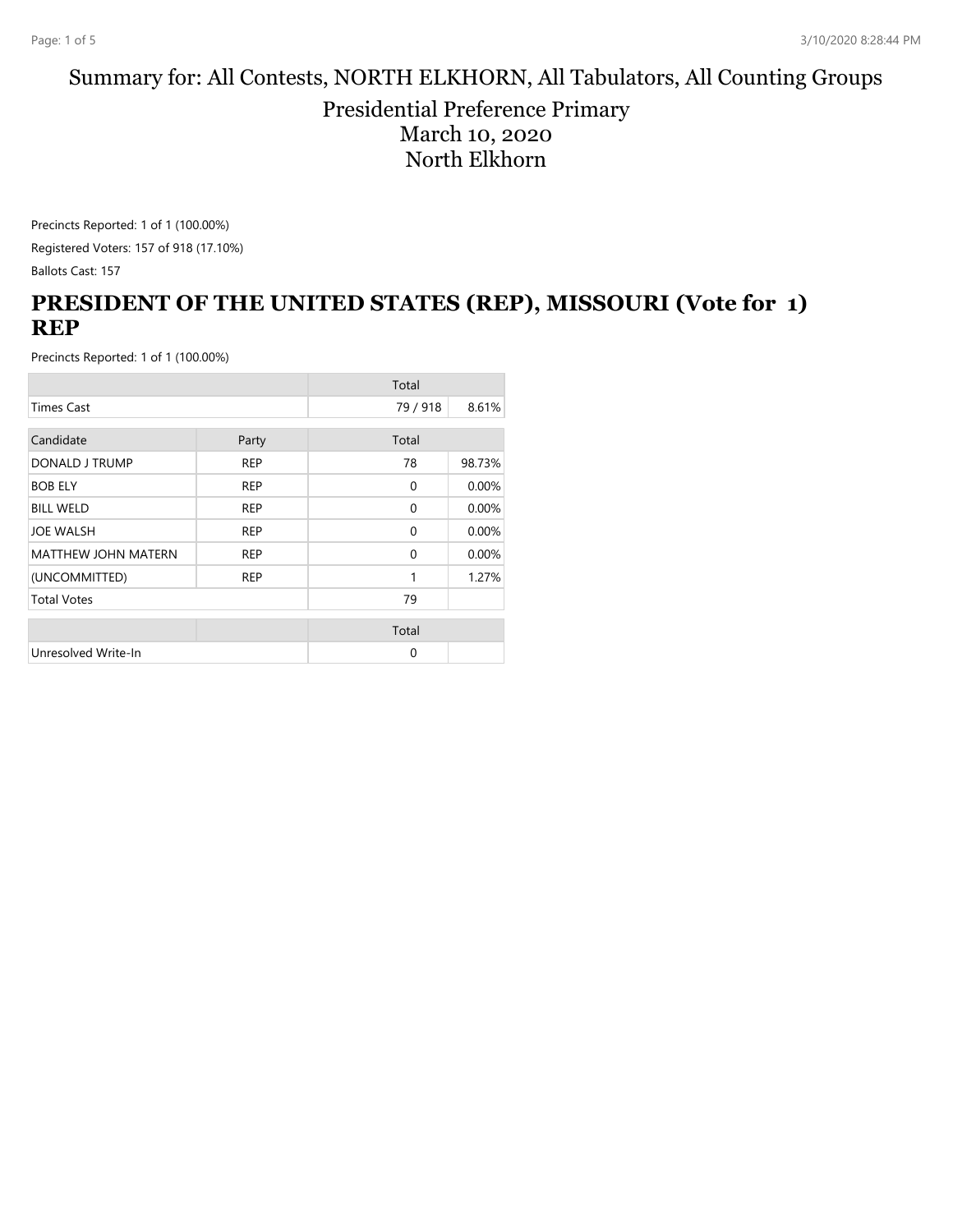# Summary for: All Contests, NORTH ELKHORN, All Tabulators, All Counting Groups

## Presidential Preference Primary
## March 10, 2020
## North Elkhorn

Precincts Reported: 1 of 1 (100.00%)

Registered Voters: 157 of 918 (17.10%)

Ballots Cast: 157

## PRESIDENT OF THE UNITED STATES (REP), MISSOURI (Vote for 1) REP

Precincts Reported: 1 of 1 (100.00%)

| | | Total | |
|---|---|---|---|
| Times Cast | | 79 / 918 | 8.61% |

| Candidate | Party | Total | |
|---|---|---|---|
| DONALD J TRUMP | REP | 78 | 98.73% |
| BOB ELY | REP | 0 | 0.00% |
| BILL WELD | REP | 0 | 0.00% |
| JOE WALSH | REP | 0 | 0.00% |
| MATTHEW JOHN MATERN | REP | 0 | 0.00% |
| (UNCOMMITTED) | REP | 1 | 1.27% |
| Total Votes | | 79 | |

| | | Total | |
|---|---|---|---|
| Unresolved Write-In | | 0 | |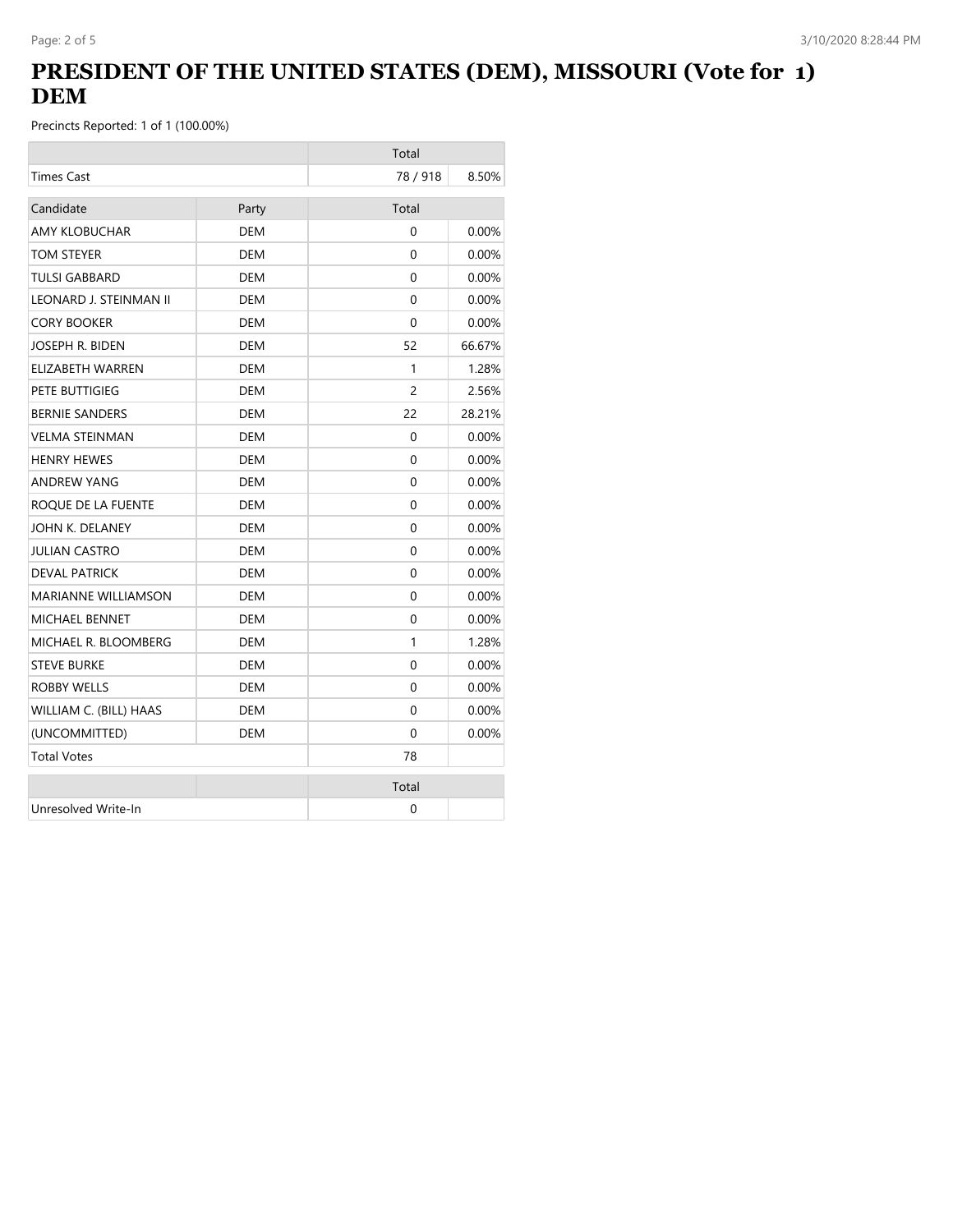# PRESIDENT OF THE UNITED STATES (DEM), MISSOURI (Vote for 1) DEM

Precincts Reported: 1 of 1 (100.00%)

| | Total | |
|---|---|---|
| Times Cast | 78 / 918 | 8.50% |

| Candidate | Party | Total | |
|---|---|---|---|
| AMY KLOBUCHAR | DEM | 0 | 0.00% |
| TOM STEYER | DEM | 0 | 0.00% |
| TULSI GABBARD | DEM | 0 | 0.00% |
| LEONARD J. STEINMAN II | DEM | 0 | 0.00% |
| CORY BOOKER | DEM | 0 | 0.00% |
| JOSEPH R. BIDEN | DEM | 52 | 66.67% |
| ELIZABETH WARREN | DEM | 1 | 1.28% |
| PETE BUTTIGIEG | DEM | 2 | 2.56% |
| BERNIE SANDERS | DEM | 22 | 28.21% |
| VELMA STEINMAN | DEM | 0 | 0.00% |
| HENRY HEWES | DEM | 0 | 0.00% |
| ANDREW YANG | DEM | 0 | 0.00% |
| ROQUE DE LA FUENTE | DEM | 0 | 0.00% |
| JOHN K. DELANEY | DEM | 0 | 0.00% |
| JULIAN CASTRO | DEM | 0 | 0.00% |
| DEVAL PATRICK | DEM | 0 | 0.00% |
| MARIANNE WILLIAMSON | DEM | 0 | 0.00% |
| MICHAEL BENNET | DEM | 0 | 0.00% |
| MICHAEL R. BLOOMBERG | DEM | 1 | 1.28% |
| STEVE BURKE | DEM | 0 | 0.00% |
| ROBBY WELLS | DEM | 0 | 0.00% |
| WILLIAM C. (BILL) HAAS | DEM | 0 | 0.00% |
| (UNCOMMITTED) | DEM | 0 | 0.00% |
| Total Votes | | 78 | |

| | | Total | |
|---|---|---|---|
| Unresolved Write-In | | 0 | |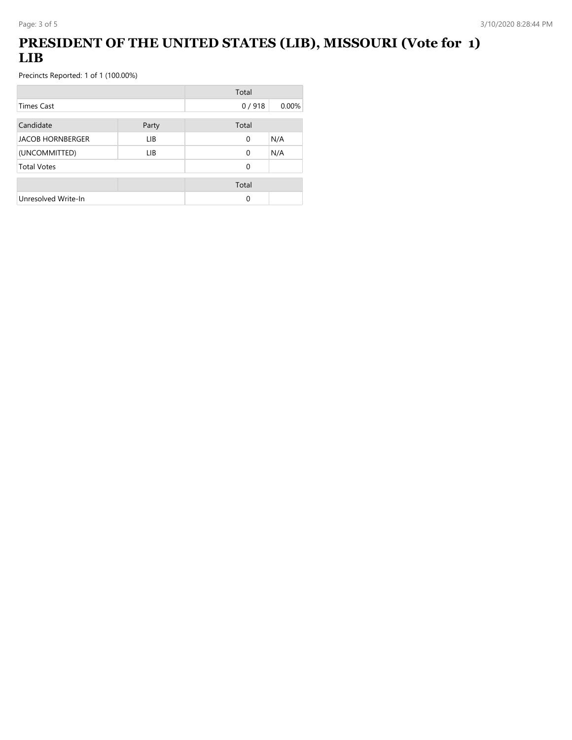# PRESIDENT OF THE UNITED STATES (LIB), MISSOURI (Vote for 1) LIB

Precincts Reported: 1 of 1 (100.00%)

| | | Total | |
|---|---|---|---|
| Times Cast | | 0 / 918 | 0.00% |

| Candidate | Party | Total | |
|---|---|---|---|
| JACOB HORNBERGER | LIB | 0 | N/A |
| (UNCOMMITTED) | LIB | 0 | N/A |
| Total Votes | | 0 | |

| | | Total | |
|---|---|---|---|
| Unresolved Write-In | | 0 | |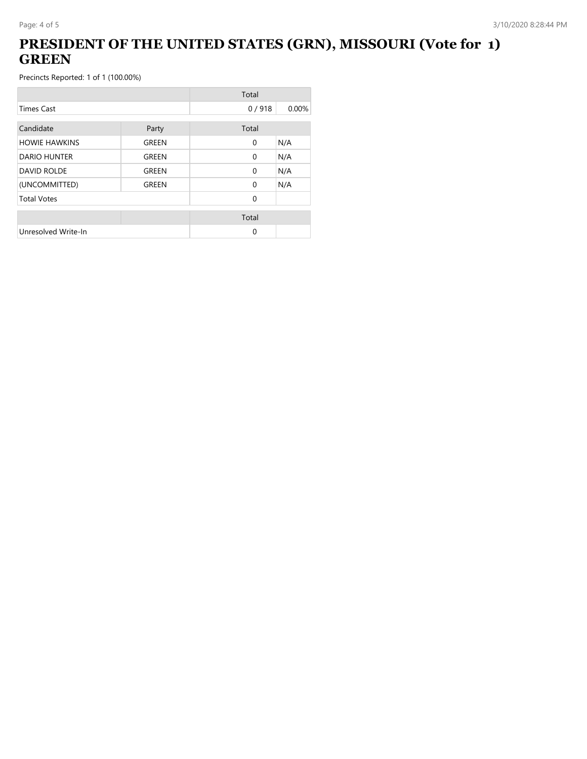# PRESIDENT OF THE UNITED STATES (GRN), MISSOURI (Vote for 1) GREEN

Precincts Reported: 1 of 1 (100.00%)

| | Total | |
|---|---|---|
| Times Cast | 0 / 918 | 0.00% |

| Candidate | Party | Total | |
|---|---|---|---|
| HOWIE HAWKINS | GREEN | 0 | N/A |
| DARIO HUNTER | GREEN | 0 | N/A |
| DAVID ROLDE | GREEN | 0 | N/A |
| (UNCOMMITTED) | GREEN | 0 | N/A |
| Total Votes | | 0 | |

| | | Total | |
|---|---|---|---|
| Unresolved Write-In | | 0 | |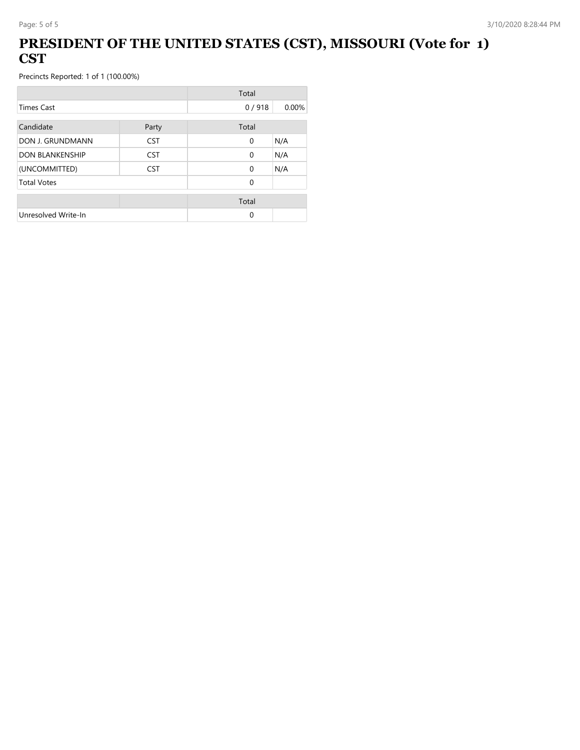# PRESIDENT OF THE UNITED STATES (CST), MISSOURI (Vote for 1) CST

Precincts Reported: 1 of 1 (100.00%)

| | | Total | |
|---|---|---|---|
| Times Cast | | 0 / 918 | 0.00% |

| Candidate | Party | Total | |
|---|---|---|---|
| DON J. GRUNDMANN | CST | 0 | N/A |
| DON BLANKENSHIP | CST | 0 | N/A |
| (UNCOMMITTED) | CST | 0 | N/A |
| Total Votes | | 0 | |

| | | Total | |
|---|---|---|---|
| Unresolved Write-In | | 0 | |